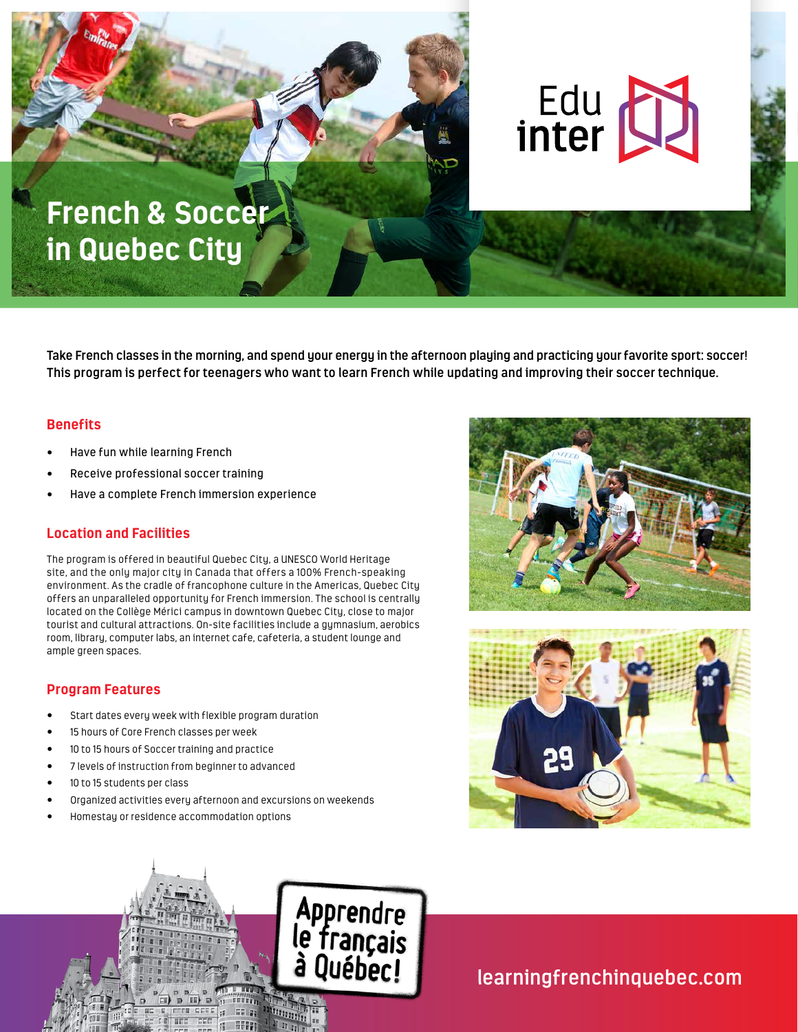Edu inter

# French & Soccer in Quebec City

**Take French classes in the morning, and spend your energy in the afternoon playing and practicing your favorite sport: soccer! This program is perfect for teenagers who want to learn French while updating and improving their soccer technique.**

## Benefits

- Have fun while learning French
- Receive professional soccer training
- Have a complete French immersion experience

## Location and Facilities

The program is offered in beautiful Quebec City, a UNESCO World Heritage site, and the only major city in Canada that offers a 100% French-speaking environment. As the cradle of francophone culture in the Americas, Quebec City offers an unparalleled opportunity for French immersion. The school is centrally located on the Collège Mérici campus in downtown Quebec City, close to major tourist and cultural attractions. On-site facilities include a gymnasium, aerobics room, library, computer labs, an internet cafe, cafeteria, a student lounge and ample green spaces.

## Program Features

- Start dates every week with flexible program duration
- 15 hours of Core French classes per week
- 10 to 15 hours of Soccer training and practice
- 7 levels of instruction from beginner to advanced
- 10 to 15 students per class
- Organized activities every afternoon and excursions on weekends
- Homestay or residence accommodation options

Apprendre le français à Québec!

learningfrenchinquebec.com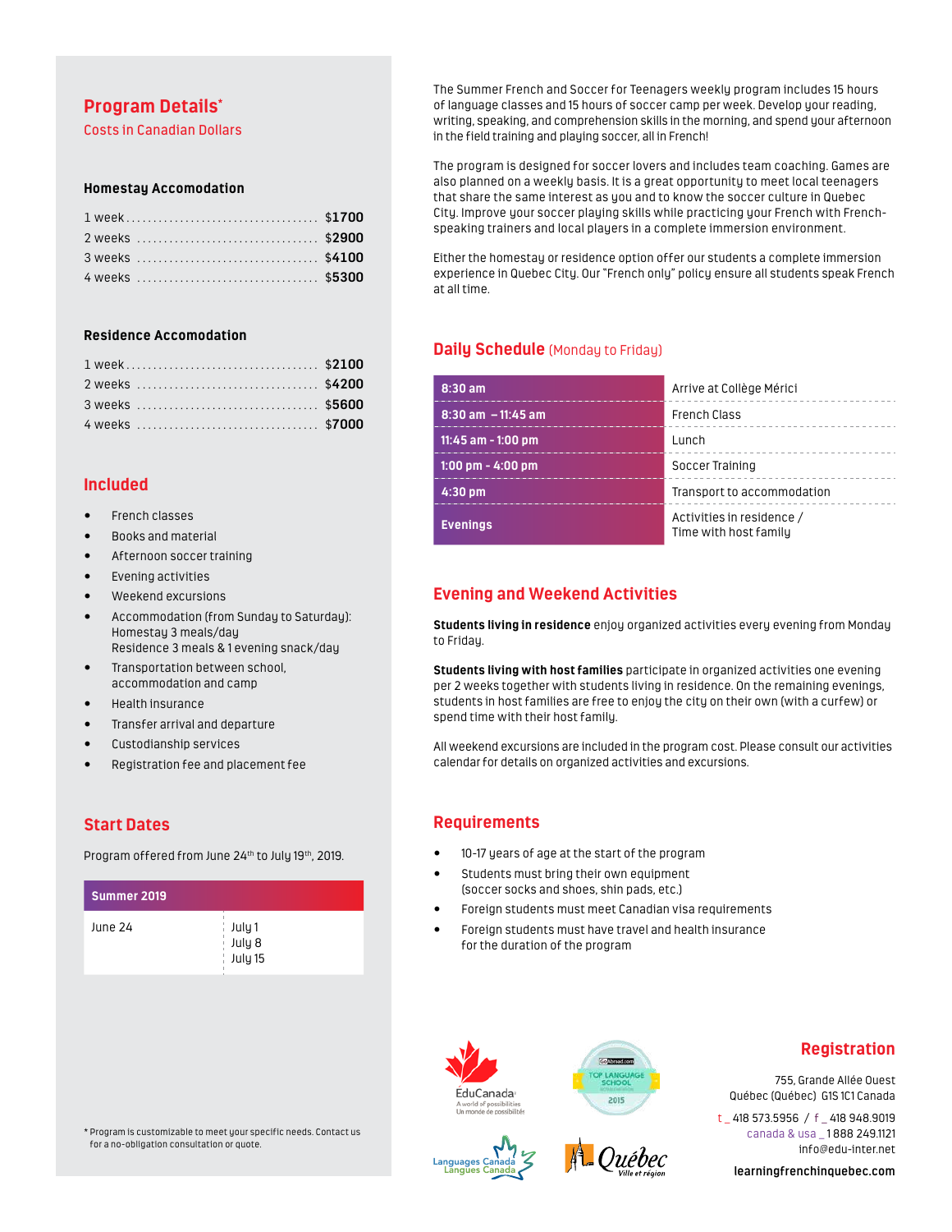## Program Details*

Costs in Canadian Dollars

### Homestay Accomodation

| | |
|---|---|
| 1 week | $1700 |
| 2 weeks | $2900 |
| 3 weeks | $4100 |
| 4 weeks | $5300 |

### Residence Accomodation

| | |
|---|---|
| 1 week | $2100 |
| 2 weeks | $4200 |
| 3 weeks | $5600 |
| 4 weeks | $7000 |

## Included

- French classes
- Books and material
- Afternoon soccer training
- Evening activities
- Weekend excursions
- Accommodation (from Sunday to Saturday): Homestay 3 meals/day Residence 3 meals & 1 evening snack/day
- Transportation between school, accommodation and camp
- Health insurance
- Transfer arrival and departure
- Custodianship services
- Registration fee and placement fee

## Start Dates

Program offered from June 24th to July 19th, 2019.

| Summer 2019 | |
|---|---|
| June 24 | July 1<br>July 8<br>July 15 |

* Program is customizable to meet your specific needs. Contact us for a no-obligation consultation or quote.

The Summer French and Soccer for Teenagers weekly program includes 15 hours of language classes and 15 hours of soccer camp per week. Develop your reading, writing, speaking, and comprehension skills in the morning, and spend your afternoon in the field training and playing soccer, all in French!

The program is designed for soccer lovers and includes team coaching. Games are also planned on a weekly basis. It is a great opportunity to meet local teenagers that share the same interest as you and to know the soccer culture in Quebec City. Improve your soccer playing skills while practicing your French with French-speaking trainers and local players in a complete immersion environment.

Either the homestay or residence option offer our students a complete immersion experience in Quebec City. Our "French only" policy ensure all students speak French at all time.

## Daily Schedule (Monday to Friday)

| | |
|---|---|
| 8:30 am | Arrive at Collège Mérici |
| 8:30 am – 11:45 am | French Class |
| 11:45 am - 1:00 pm | Lunch |
| 1:00 pm - 4:00 pm | Soccer Training |
| 4:30 pm | Transport to accommodation |
| Evenings | Activities in residence / Time with host family |

## Evening and Weekend Activities

**Students living in residence** enjoy organized activities every evening from Monday to Friday.

**Students living with host families** participate in organized activities one evening per 2 weeks together with students living in residence. On the remaining evenings, students in host families are free to enjoy the city on their own (with a curfew) or spend time with their host family.

All weekend excursions are included in the program cost. Please consult our activities calendar for details on organized activities and excursions.

## Requirements

- 10-17 years of age at the start of the program
- Students must bring their own equipment (soccer socks and shoes, shin pads, etc.)
- Foreign students must meet Canadian visa requirements
- Foreign students must have travel and health insurance for the duration of the program

ÉduCanada A world of possibilities Un monde de possibilités

GoAbroad.com TOP LANGUAGE SCHOOL 2015

Languages Canada Langues Canada

Québec Ville et région

## Registration

755, Grande Allée Ouest
Québec (Québec) G1S 1C1 Canada

t _ 418 573.5956 / f _ 418 948.9019
canada & usa _ 1 888 249.1121
info@edu-inter.net

learningfrenchinquebec.com